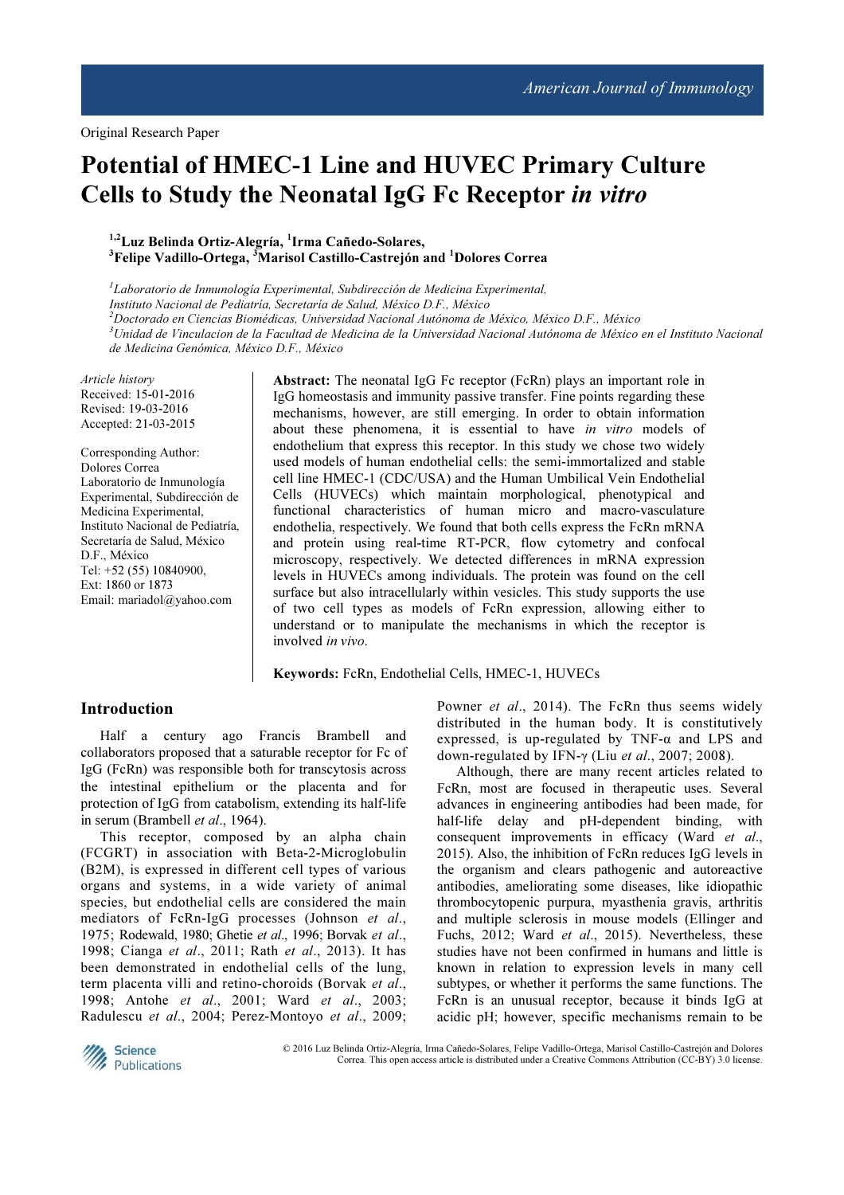Original Research Paper

# Potential of HMEC-1 Line and HUVEC Primary Culture Cells to Study the Neonatal IgG Fc Receptor *in vitro*

**[1,2]Luz Belinda Ortiz-Alegría, [1]Irma Cañedo-Solares, [3]Felipe Vadillo-Ortega, [3]Marisol Castillo-Castrejón and [1]Dolores Correa**

[1]*Laboratorio de Inmunología Experimental, Subdirección de Medicina Experimental, Instituto Nacional de Pediatría, Secretaría de Salud, México D.F., México*
[2]*Doctorado en Ciencias Biomédicas, Universidad Nacional Autónoma de México, México D.F., México*
[3]*Unidad de Vinculacion de la Facultad de Medicina de la Universidad Nacional Autónoma de México en el Instituto Nacional de Medicina Genómica, México D.F., México*

*Article history*
Received: 15-01-2016
Revised: 19-03-2016
Accepted: 21-03-2015

Corresponding Author:
Dolores Correa
Laboratorio de Inmunología Experimental, Subdirección de Medicina Experimental, Instituto Nacional de Pediatría, Secretaría de Salud, México D.F., México
Tel: +52 (55) 10840900, Ext: 1860 or 1873
Email: mariadol@yahoo.com

**Abstract:** The neonatal IgG Fc receptor (FcRn) plays an important role in IgG homeostasis and immunity passive transfer. Fine points regarding these mechanisms, however, are still emerging. In order to obtain information about these phenomena, it is essential to have *in vitro* models of endothelium that express this receptor. In this study we chose two widely used models of human endothelial cells: the semi-immortalized and stable cell line HMEC-1 (CDC/USA) and the Human Umbilical Vein Endothelial Cells (HUVECs) which maintain morphological, phenotypical and functional characteristics of human micro and macro-vasculature endothelia, respectively. We found that both cells express the FcRn mRNA and protein using real-time RT-PCR, flow cytometry and confocal microscopy, respectively. We detected differences in mRNA expression levels in HUVECs among individuals. The protein was found on the cell surface but also intracellularly within vesicles. This study supports the use of two cell types as models of FcRn expression, allowing either to understand or to manipulate the mechanisms in which the receptor is involved *in vivo*.

**Keywords:** FcRn, Endothelial Cells, HMEC-1, HUVECs

## Introduction

Half a century ago Francis Brambell and collaborators proposed that a saturable receptor for Fc of IgG (FcRn) was responsible both for transcytosis across the intestinal epithelium or the placenta and for protection of IgG from catabolism, extending its half-life in serum (Brambell *et al*., 1964).

This receptor, composed by an alpha chain (FCGRT) in association with Beta-2-Microglobulin (B2M), is expressed in different cell types of various organs and systems, in a wide variety of animal species, but endothelial cells are considered the main mediators of FcRn-IgG processes (Johnson *et al*., 1975; Rodewald, 1980; Ghetie *et al*., 1996; Borvak *et al*., 1998; Cianga *et al*., 2011; Rath *et al*., 2013). It has been demonstrated in endothelial cells of the lung, term placenta villi and retino-choroids (Borvak *et al*., 1998; Antohe *et al*., 2001; Ward *et al*., 2003; Radulescu *et al*., 2004; Perez-Montoyo *et al*., 2009; Powner *et al*., 2014). The FcRn thus seems widely distributed in the human body. It is constitutively expressed, is up-regulated by TNF-α and LPS and down-regulated by IFN-γ (Liu *et al*., 2007; 2008).

Although, there are many recent articles related to FcRn, most are focused in therapeutic uses. Several advances in engineering antibodies had been made, for half-life delay and pH-dependent binding, with consequent improvements in efficacy (Ward *et al*., 2015). Also, the inhibition of FcRn reduces IgG levels in the organism and clears pathogenic and autoreactive antibodies, ameliorating some diseases, like idiopathic thrombocytopenic purpura, myasthenia gravis, arthritis and multiple sclerosis in mouse models (Ellinger and Fuchs, 2012; Ward *et al*., 2015). Nevertheless, these studies have not been confirmed in humans and little is known in relation to expression levels in many cell subtypes, or whether it performs the same functions. The FcRn is an unusual receptor, because it binds IgG at acidic pH; however, specific mechanisms remain to be

© 2016 Luz Belinda Ortiz-Alegría, Irma Cañedo-Solares, Felipe Vadillo-Ortega, Marisol Castillo-Castrejón and Dolores Correa. This open access article is distributed under a Creative Commons Attribution (CC-BY) 3.0 license.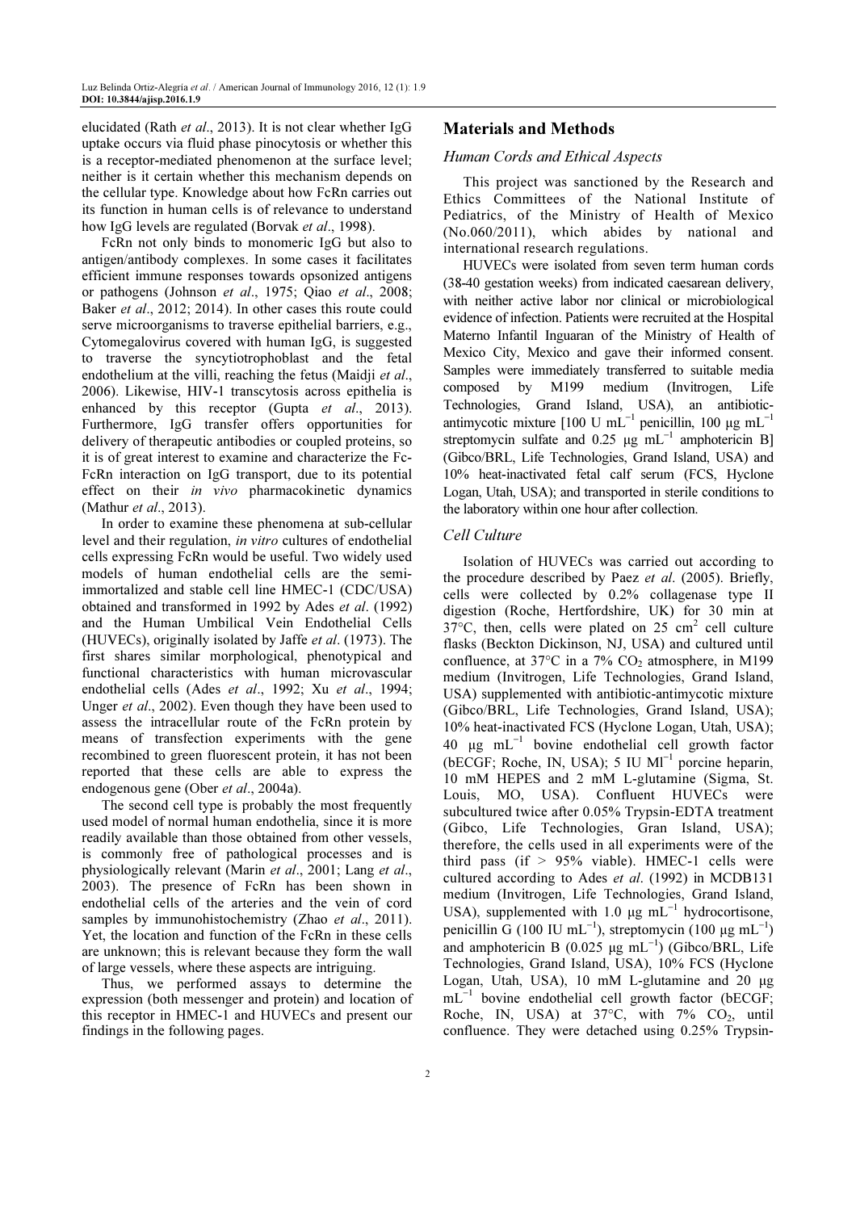elucidated (Rath *et al*., 2013). It is not clear whether IgG uptake occurs via fluid phase pinocytosis or whether this is a receptor-mediated phenomenon at the surface level; neither is it certain whether this mechanism depends on the cellular type. Knowledge about how FcRn carries out its function in human cells is of relevance to understand how IgG levels are regulated (Borvak *et al*., 1998).

FcRn not only binds to monomeric IgG but also to antigen/antibody complexes. In some cases it facilitates efficient immune responses towards opsonized antigens or pathogens (Johnson *et al*., 1975; Qiao *et al*., 2008; Baker *et al*., 2012; 2014). In other cases this route could serve microorganisms to traverse epithelial barriers, e.g., Cytomegalovirus covered with human IgG, is suggested to traverse the syncytiotrophoblast and the fetal endothelium at the villi, reaching the fetus (Maidji *et al*., 2006). Likewise, HIV-1 transcytosis across epithelia is enhanced by this receptor (Gupta *et al*., 2013). Furthermore, IgG transfer offers opportunities for delivery of therapeutic antibodies or coupled proteins, so it is of great interest to examine and characterize the Fc-FcRn interaction on IgG transport, due to its potential effect on their *in vivo* pharmacokinetic dynamics (Mathur *et al*., 2013).

In order to examine these phenomena at sub-cellular level and their regulation, *in vitro* cultures of endothelial cells expressing FcRn would be useful. Two widely used models of human endothelial cells are the semi-immortalized and stable cell line HMEC-1 (CDC/USA) obtained and transformed in 1992 by Ades *et al*. (1992) and the Human Umbilical Vein Endothelial Cells (HUVECs), originally isolated by Jaffe *et al*. (1973). The first shares similar morphological, phenotypical and functional characteristics with human microvascular endothelial cells (Ades *et al*., 1992; Xu *et al*., 1994; Unger *et al*., 2002). Even though they have been used to assess the intracellular route of the FcRn protein by means of transfection experiments with the gene recombined to green fluorescent protein, it has not been reported that these cells are able to express the endogenous gene (Ober *et al*., 2004a).

The second cell type is probably the most frequently used model of normal human endothelia, since it is more readily available than those obtained from other vessels, is commonly free of pathological processes and is physiologically relevant (Marin *et al*., 2001; Lang *et al*., 2003). The presence of FcRn has been shown in endothelial cells of the arteries and the vein of cord samples by immunohistochemistry (Zhao *et al*., 2011). Yet, the location and function of the FcRn in these cells are unknown; this is relevant because they form the wall of large vessels, where these aspects are intriguing.

Thus, we performed assays to determine the expression (both messenger and protein) and location of this receptor in HMEC-1 and HUVECs and present our findings in the following pages.

## Materials and Methods

### Human Cords and Ethical Aspects

This project was sanctioned by the Research and Ethics Committees of the National Institute of Pediatrics, of the Ministry of Health of Mexico (No.060/2011), which abides by national and international research regulations.

HUVECs were isolated from seven term human cords (38-40 gestation weeks) from indicated caesarean delivery, with neither active labor nor clinical or microbiological evidence of infection. Patients were recruited at the Hospital Materno Infantil Inguaran of the Ministry of Health of Mexico City, Mexico and gave their informed consent. Samples were immediately transferred to suitable media composed by M199 medium (Invitrogen, Life Technologies, Grand Island, USA), an antibiotic-antimycotic mixture [100 U $mL^{-1}$ penicillin, 100 μg $mL^{-1}$ streptomycin sulfate and 0.25 μg $mL^{-1}$ amphotericin B] (Gibco/BRL, Life Technologies, Grand Island, USA) and 10% heat-inactivated fetal calf serum (FCS, Hyclone Logan, Utah, USA); and transported in sterile conditions to the laboratory within one hour after collection.

### Cell Culture

Isolation of HUVECs was carried out according to the procedure described by Paez *et al*. (2005). Briefly, cells were collected by 0.2% collagenase type II digestion (Roche, Hertfordshire, UK) for 30 min at 37°C, then, cells were plated on 25 $cm^2$ cell culture flasks (Beckton Dickinson, NJ, USA) and cultured until confluence, at 37°C in a 7% $CO_2$ atmosphere, in M199 medium (Invitrogen, Life Technologies, Grand Island, USA) supplemented with antibiotic-antimycotic mixture (Gibco/BRL, Life Technologies, Grand Island, USA); 10% heat-inactivated FCS (Hyclone Logan, Utah, USA); 40 μg $mL^{-1}$ bovine endothelial cell growth factor (bECGF; Roche, IN, USA); 5 IU $Ml^{-1}$ porcine heparin, 10 mM HEPES and 2 mM L-glutamine (Sigma, St. Louis, MO, USA). Confluent HUVECs were subcultured twice after 0.05% Trypsin-EDTA treatment (Gibco, Life Technologies, Gran Island, USA); therefore, the cells used in all experiments were of the third pass (if > 95% viable). HMEC-1 cells were cultured according to Ades *et al*. (1992) in MCDB131 medium (Invitrogen, Life Technologies, Grand Island, USA), supplemented with 1.0 μg $mL^{-1}$ hydrocortisone, penicillin G (100 IU $mL^{-1}$), streptomycin (100 μg $mL^{-1}$) and amphotericin B (0.025 μg $mL^{-1}$) (Gibco/BRL, Life Technologies, Grand Island, USA), 10% FCS (Hyclone Logan, Utah, USA), 10 mM L-glutamine and 20 μg $mL^{-1}$ bovine endothelial cell growth factor (bECGF; Roche, IN, USA) at 37°C, with 7% $CO_2$, until confluence. They were detached using 0.25% Trypsin-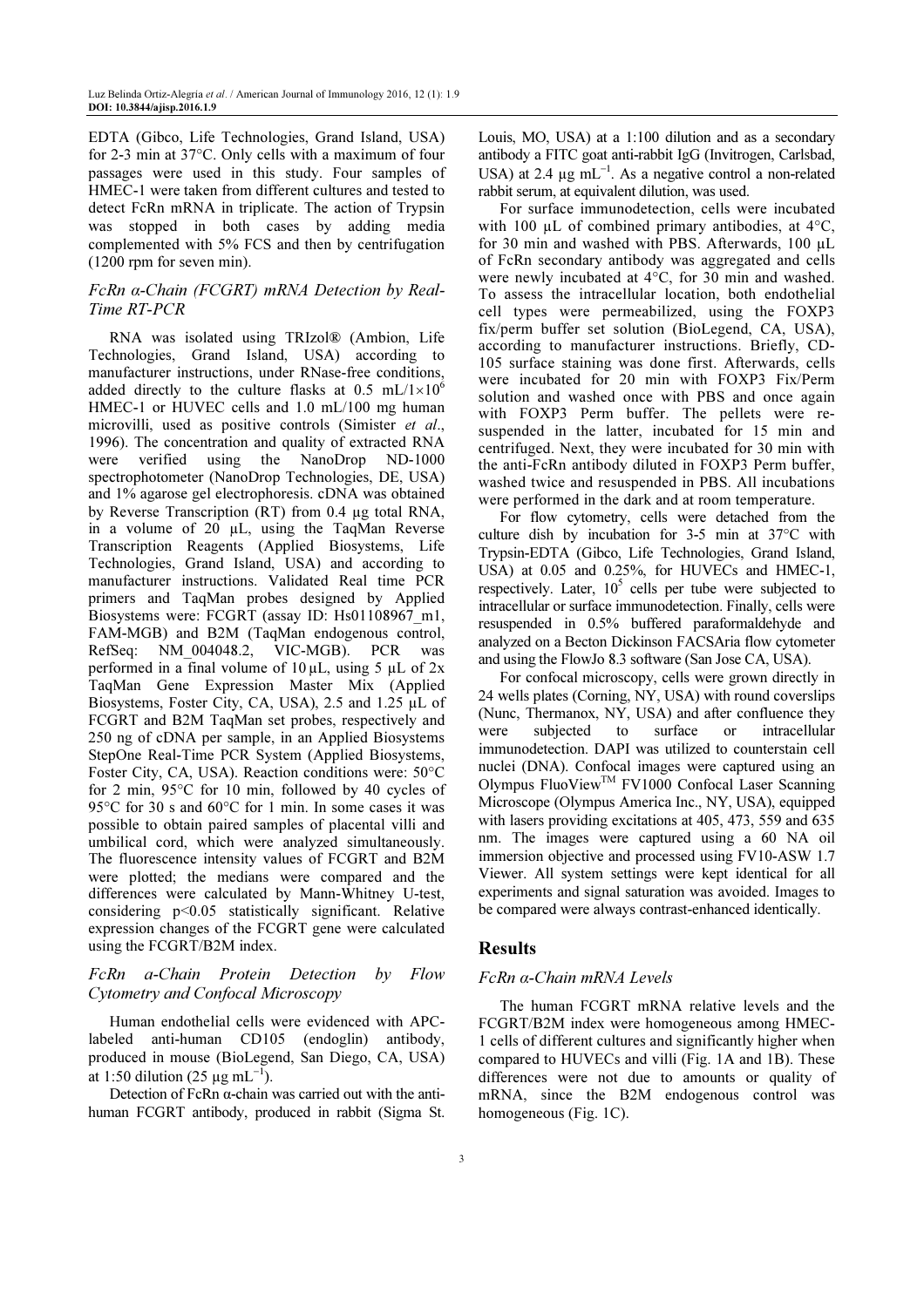EDTA (Gibco, Life Technologies, Grand Island, USA) for 2-3 min at 37°C. Only cells with a maximum of four passages were used in this study. Four samples of HMEC-1 were taken from different cultures and tested to detect FcRn mRNA in triplicate. The action of Trypsin was stopped in both cases by adding media complemented with 5% FCS and then by centrifugation (1200 rpm for seven min).

### FcRn α-Chain (FCGRT) mRNA Detection by Real-Time RT-PCR

RNA was isolated using TRIzol® (Ambion, Life Technologies, Grand Island, USA) according to manufacturer instructions, under RNase-free conditions, added directly to the culture flasks at 0.5 mL/$1\times10^6$ HMEC-1 or HUVEC cells and 1.0 mL/100 mg human microvilli, used as positive controls (Simister *et al*., 1996). The concentration and quality of extracted RNA were verified using the NanoDrop ND-1000 spectrophotometer (NanoDrop Technologies, DE, USA) and 1% agarose gel electrophoresis. cDNA was obtained by Reverse Transcription (RT) from 0.4 µg total RNA, in a volume of 20 µL, using the TaqMan Reverse Transcription Reagents (Applied Biosystems, Life Technologies, Grand Island, USA) and according to manufacturer instructions. Validated Real time PCR primers and TaqMan probes designed by Applied Biosystems were: FCGRT (assay ID: Hs01108967_m1, FAM-MGB) and B2M (TaqMan endogenous control, RefSeq: NM_004048.2, VIC-MGB). PCR was performed in a final volume of 10 µL, using 5 µL of 2x TaqMan Gene Expression Master Mix (Applied Biosystems, Foster City, CA, USA), 2.5 and 1.25 µL of FCGRT and B2M TaqMan set probes, respectively and 250 ng of cDNA per sample, in an Applied Biosystems StepOne Real-Time PCR System (Applied Biosystems, Foster City, CA, USA). Reaction conditions were: 50°C for 2 min, 95°C for 10 min, followed by 40 cycles of 95°C for 30 s and 60°C for 1 min. In some cases it was possible to obtain paired samples of placental villi and umbilical cord, which were analyzed simultaneously. The fluorescence intensity values of FCGRT and B2M were plotted; the medians were compared and the differences were calculated by Mann-Whitney U-test, considering $p<0.05$ statistically significant. Relative expression changes of the FCGRT gene were calculated using the FCGRT/B2M index.

### FcRn α-Chain Protein Detection by Flow Cytometry and Confocal Microscopy

Human endothelial cells were evidenced with APC-labeled anti-human CD105 (endoglin) antibody, produced in mouse (BioLegend, San Diego, CA, USA) at 1:50 dilution (25 µg mL$^{-1}$).

Detection of FcRn α-chain was carried out with the anti-human FCGRT antibody, produced in rabbit (Sigma St. Louis, MO, USA) at a 1:100 dilution and as a secondary antibody a FITC goat anti-rabbit IgG (Invitrogen, Carlsbad, USA) at 2.4 µg mL$^{-1}$. As a negative control a non-related rabbit serum, at equivalent dilution, was used.

For surface immunodetection, cells were incubated with 100 µL of combined primary antibodies, at 4°C, for 30 min and washed with PBS. Afterwards, 100 µL of FcRn secondary antibody was aggregated and cells were newly incubated at 4°C, for 30 min and washed. To assess the intracellular location, both endothelial cell types were permeabilized, using the FOXP3 fix/perm buffer set solution (BioLegend, CA, USA), according to manufacturer instructions. Briefly, CD-105 surface staining was done first. Afterwards, cells were incubated for 20 min with FOXP3 Fix/Perm solution and washed once with PBS and once again with FOXP3 Perm buffer. The pellets were re-suspended in the latter, incubated for 15 min and centrifuged. Next, they were incubated for 30 min with the anti-FcRn antibody diluted in FOXP3 Perm buffer, washed twice and resuspended in PBS. All incubations were performed in the dark and at room temperature.

For flow cytometry, cells were detached from the culture dish by incubation for 3-5 min at 37°C with Trypsin-EDTA (Gibco, Life Technologies, Grand Island, USA) at 0.05 and 0.25%, for HUVECs and HMEC-1, respectively. Later, $10^5$ cells per tube were subjected to intracellular or surface immunodetection. Finally, cells were resuspended in 0.5% buffered paraformaldehyde and analyzed on a Becton Dickinson FACSAria flow cytometer and using the FlowJo 8.3 software (San Jose CA, USA).

For confocal microscopy, cells were grown directly in 24 wells plates (Corning, NY, USA) with round coverslips (Nunc, Thermanox, NY, USA) and after confluence they were subjected to surface or intracellular immunodetection. DAPI was utilized to counterstain cell nuclei (DNA). Confocal images were captured using an Olympus FluoView™ FV1000 Confocal Laser Scanning Microscope (Olympus America Inc., NY, USA), equipped with lasers providing excitations at 405, 473, 559 and 635 nm. The images were captured using a 60 NA oil immersion objective and processed using FV10-ASW 1.7 Viewer. All system settings were kept identical for all experiments and signal saturation was avoided. Images to be compared were always contrast-enhanced identically.

## Results

### FcRn α-Chain mRNA Levels

The human FCGRT mRNA relative levels and the FCGRT/B2M index were homogeneous among HMEC-1 cells of different cultures and significantly higher when compared to HUVECs and villi (Fig. 1A and 1B). These differences were not due to amounts or quality of mRNA, since the B2M endogenous control was homogeneous (Fig. 1C).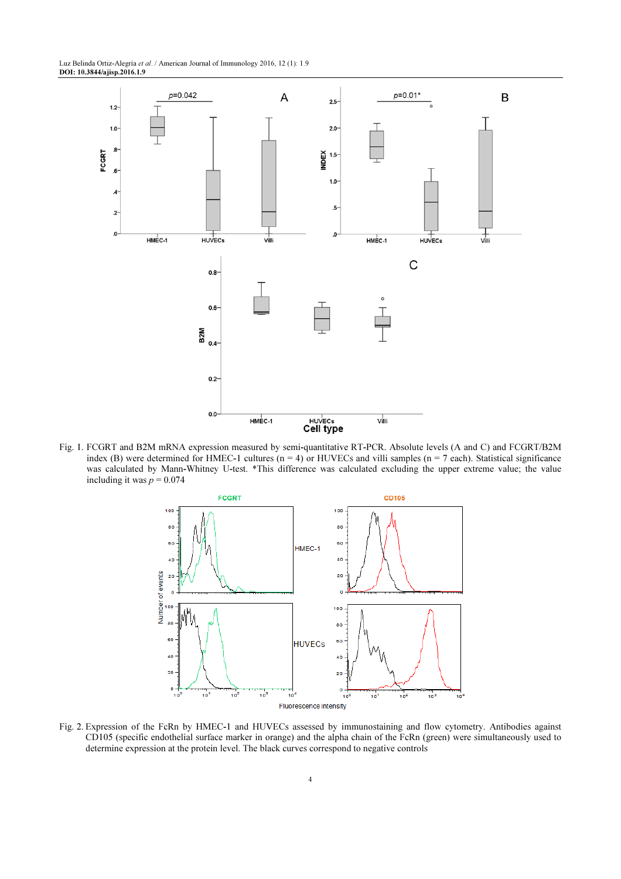Fig. 1. FCGRT and B2M mRNA expression measured by semi-quantitative RT-PCR. Absolute levels (A and C) and FCGRT/B2M index (B) were determined for HMEC-1 cultures (n = 4) or HUVECs and villi samples (n = 7 each). Statistical significance was calculated by Mann-Whitney U-test. *This difference was calculated excluding the upper extreme value; the value including it was $p = 0.074$

Fig. 2. Expression of the FcRn by HMEC-1 and HUVECs assessed by immunostaining and flow cytometry. Antibodies against CD105 (specific endothelial surface marker in orange) and the alpha chain of the FcRn (green) were simultaneously used to determine expression at the protein level. The black curves correspond to negative controls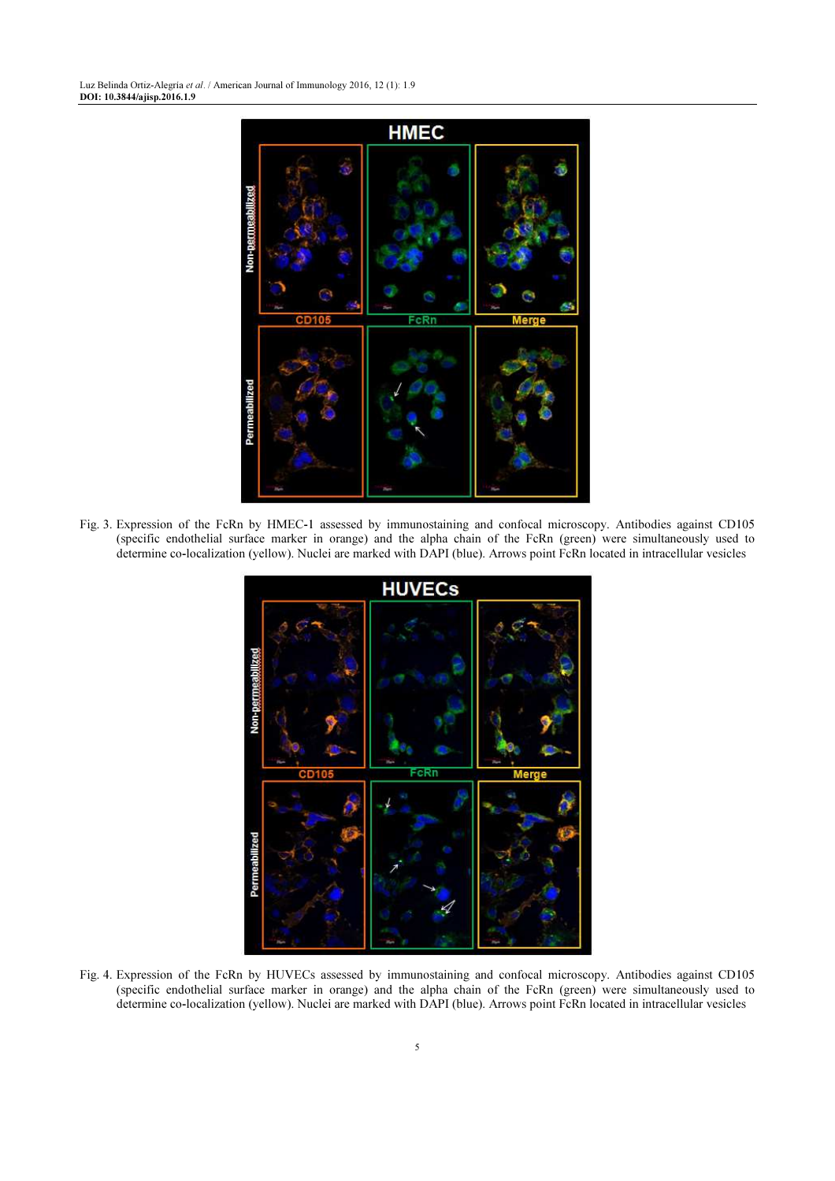Fig. 3. Expression of the FcRn by HMEC-1 assessed by immunostaining and confocal microscopy. Antibodies against CD105 (specific endothelial surface marker in orange) and the alpha chain of the FcRn (green) were simultaneously used to determine co-localization (yellow). Nuclei are marked with DAPI (blue). Arrows point FcRn located in intracellular vesicles

Fig. 4. Expression of the FcRn by HUVECs assessed by immunostaining and confocal microscopy. Antibodies against CD105 (specific endothelial surface marker in orange) and the alpha chain of the FcRn (green) were simultaneously used to determine co-localization (yellow). Nuclei are marked with DAPI (blue). Arrows point FcRn located in intracellular vesicles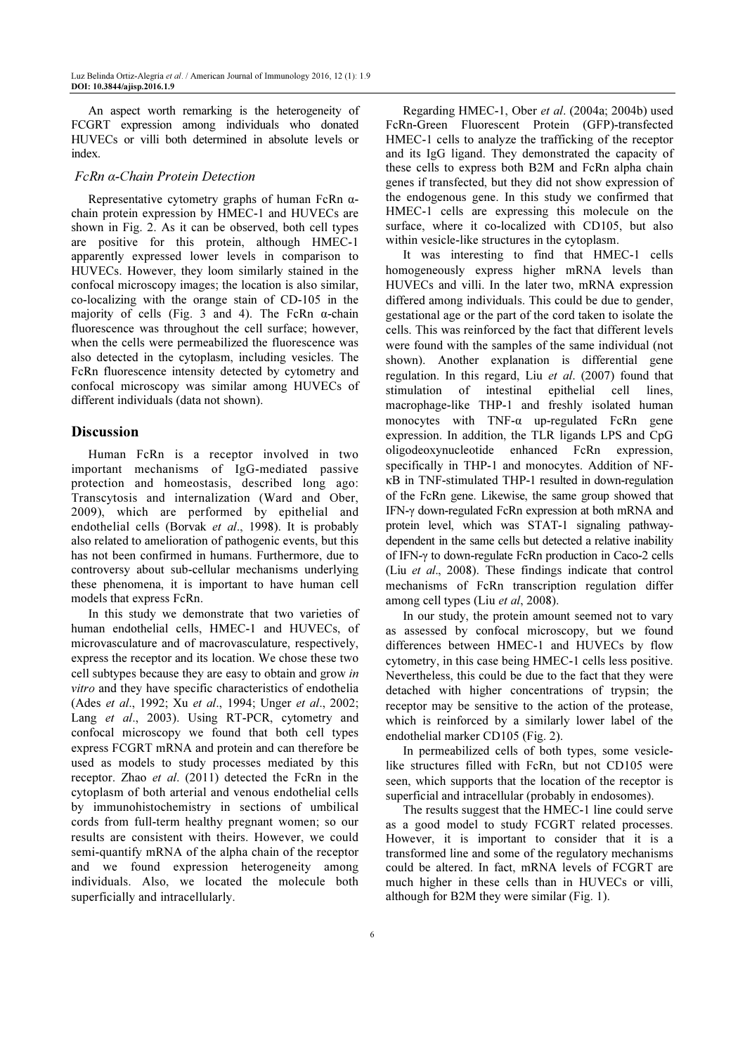An aspect worth remarking is the heterogeneity of FCGRT expression among individuals who donated HUVECs or villi both determined in absolute levels or index.

### FcRn α-Chain Protein Detection

Representative cytometry graphs of human FcRn α-chain protein expression by HMEC-1 and HUVECs are shown in Fig. 2. As it can be observed, both cell types are positive for this protein, although HMEC-1 apparently expressed lower levels in comparison to HUVECs. However, they loom similarly stained in the confocal microscopy images; the location is also similar, co-localizing with the orange stain of CD-105 in the majority of cells (Fig. 3 and 4). The FcRn α-chain fluorescence was throughout the cell surface; however, when the cells were permeabilized the fluorescence was also detected in the cytoplasm, including vesicles. The FcRn fluorescence intensity detected by cytometry and confocal microscopy was similar among HUVECs of different individuals (data not shown).

## Discussion

Human FcRn is a receptor involved in two important mechanisms of IgG-mediated passive protection and homeostasis, described long ago: Transcytosis and internalization (Ward and Ober, 2009), which are performed by epithelial and endothelial cells (Borvak *et al*., 1998). It is probably also related to amelioration of pathogenic events, but this has not been confirmed in humans. Furthermore, due to controversy about sub-cellular mechanisms underlying these phenomena, it is important to have human cell models that express FcRn.

In this study we demonstrate that two varieties of human endothelial cells, HMEC-1 and HUVECs, of microvasculature and of macrovasculature, respectively, express the receptor and its location. We chose these two cell subtypes because they are easy to obtain and grow *in vitro* and they have specific characteristics of endothelia (Ades *et al*., 1992; Xu *et al*., 1994; Unger *et al*., 2002; Lang *et al*., 2003). Using RT-PCR, cytometry and confocal microscopy we found that both cell types express FCGRT mRNA and protein and can therefore be used as models to study processes mediated by this receptor. Zhao *et al*. (2011) detected the FcRn in the cytoplasm of both arterial and venous endothelial cells by immunohistochemistry in sections of umbilical cords from full-term healthy pregnant women; so our results are consistent with theirs. However, we could semi-quantify mRNA of the alpha chain of the receptor and we found expression heterogeneity among individuals. Also, we located the molecule both superficially and intracellularly.

Regarding HMEC-1, Ober *et al*. (2004a; 2004b) used FcRn-Green Fluorescent Protein (GFP)-transfected HMEC-1 cells to analyze the trafficking of the receptor and its IgG ligand. They demonstrated the capacity of these cells to express both B2M and FcRn alpha chain genes if transfected, but they did not show expression of the endogenous gene. In this study we confirmed that HMEC-1 cells are expressing this molecule on the surface, where it co-localized with CD105, but also within vesicle-like structures in the cytoplasm.

It was interesting to find that HMEC-1 cells homogeneously express higher mRNA levels than HUVECs and villi. In the later two, mRNA expression differed among individuals. This could be due to gender, gestational age or the part of the cord taken to isolate the cells. This was reinforced by the fact that different levels were found with the samples of the same individual (not shown). Another explanation is differential gene regulation. In this regard, Liu *et al*. (2007) found that stimulation of intestinal epithelial cell lines, macrophage-like THP-1 and freshly isolated human monocytes with TNF-α up-regulated FcRn gene expression. In addition, the TLR ligands LPS and CpG oligodeoxynucleotide enhanced FcRn expression, specifically in THP-1 and monocytes. Addition of NF-κB in TNF-stimulated THP-1 resulted in down-regulation of the FcRn gene. Likewise, the same group showed that IFN-γ down-regulated FcRn expression at both mRNA and protein level, which was STAT-1 signaling pathway-dependent in the same cells but detected a relative inability of IFN-γ to down-regulate FcRn production in Caco-2 cells (Liu *et al*., 2008). These findings indicate that control mechanisms of FcRn transcription regulation differ among cell types (Liu *et al*, 2008).

In our study, the protein amount seemed not to vary as assessed by confocal microscopy, but we found differences between HMEC-1 and HUVECs by flow cytometry, in this case being HMEC-1 cells less positive. Nevertheless, this could be due to the fact that they were detached with higher concentrations of trypsin; the receptor may be sensitive to the action of the protease, which is reinforced by a similarly lower label of the endothelial marker CD105 (Fig. 2).

In permeabilized cells of both types, some vesicle-like structures filled with FcRn, but not CD105 were seen, which supports that the location of the receptor is superficial and intracellular (probably in endosomes).

The results suggest that the HMEC-1 line could serve as a good model to study FCGRT related processes. However, it is important to consider that it is a transformed line and some of the regulatory mechanisms could be altered. In fact, mRNA levels of FCGRT are much higher in these cells than in HUVECs or villi, although for B2M they were similar (Fig. 1).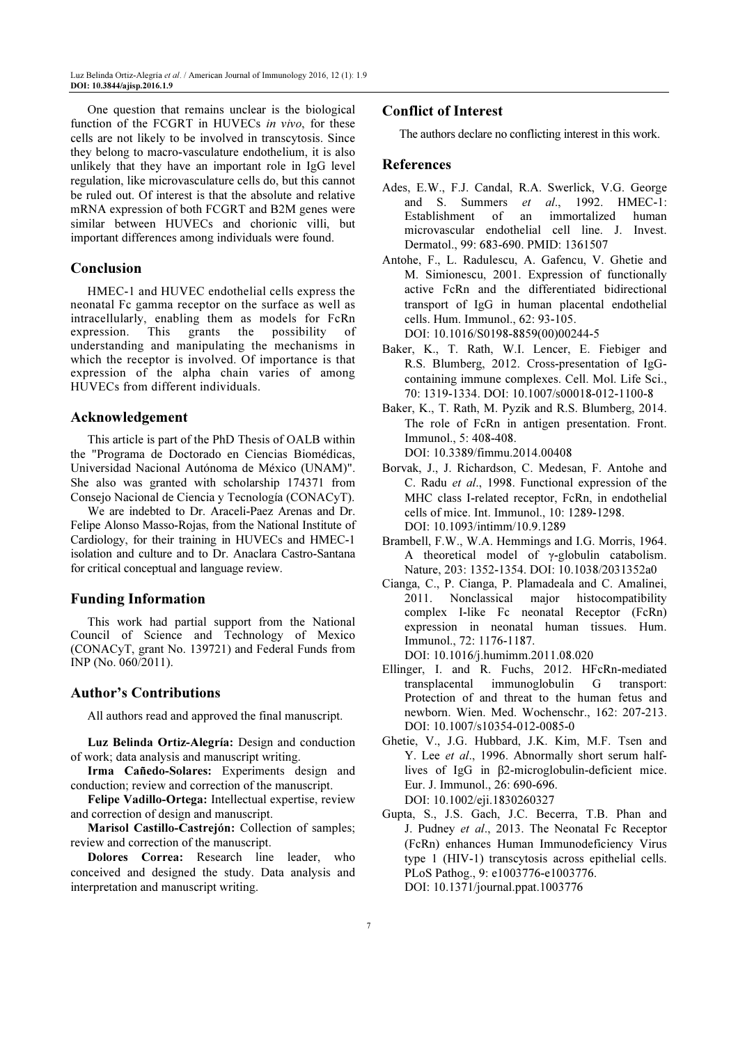One question that remains unclear is the biological function of the FCGRT in HUVECs *in vivo*, for these cells are not likely to be involved in transcytosis. Since they belong to macro-vasculature endothelium, it is also unlikely that they have an important role in IgG level regulation, like microvasculature cells do, but this cannot be ruled out. Of interest is that the absolute and relative mRNA expression of both FCGRT and B2M genes were similar between HUVECs and chorionic villi, but important differences among individuals were found.

## Conclusion

HMEC-1 and HUVEC endothelial cells express the neonatal Fc gamma receptor on the surface as well as intracellularly, enabling them as models for FcRn expression. This grants the possibility of understanding and manipulating the mechanisms in which the receptor is involved. Of importance is that expression of the alpha chain varies of among HUVECs from different individuals.

## Acknowledgement

This article is part of the PhD Thesis of OALB within the "Programa de Doctorado en Ciencias Biomédicas, Universidad Nacional Autónoma de México (UNAM)". She also was granted with scholarship 174371 from Consejo Nacional de Ciencia y Tecnología (CONACyT).

We are indebted to Dr. Araceli-Paez Arenas and Dr. Felipe Alonso Masso-Rojas, from the National Institute of Cardiology, for their training in HUVECs and HMEC-1 isolation and culture and to Dr. Anaclara Castro-Santana for critical conceptual and language review.

## Funding Information

This work had partial support from the National Council of Science and Technology of Mexico (CONACyT, grant No. 139721) and Federal Funds from INP (No. 060/2011).

## Author's Contributions

All authors read and approved the final manuscript.

**Luz Belinda Ortiz-Alegría:** Design and conduction of work; data analysis and manuscript writing.

**Irma Cañedo-Solares:** Experiments design and conduction; review and correction of the manuscript.

**Felipe Vadillo-Ortega:** Intellectual expertise, review and correction of design and manuscript.

**Marisol Castillo-Castrejón:** Collection of samples; review and correction of the manuscript.

**Dolores Correa:** Research line leader, who conceived and designed the study. Data analysis and interpretation and manuscript writing.

## Conflict of Interest

The authors declare no conflicting interest in this work.

## References

Ades, E.W., F.J. Candal, R.A. Swerlick, V.G. George and S. Summers *et al*., 1992. HMEC-1: Establishment of an immortalized human microvascular endothelial cell line. J. Invest. Dermatol., 99: 683-690. PMID: 1361507

Antohe, F., L. Radulescu, A. Gafencu, V. Ghetie and M. Simionescu, 2001. Expression of functionally active FcRn and the differentiated bidirectional transport of IgG in human placental endothelial cells. Hum. Immunol., 62: 93-105. DOI: 10.1016/S0198-8859(00)00244-5

Baker, K., T. Rath, W.I. Lencer, E. Fiebiger and R.S. Blumberg, 2012. Cross-presentation of IgG-containing immune complexes. Cell. Mol. Life Sci., 70: 1319-1334. DOI: 10.1007/s00018-012-1100-8

Baker, K., T. Rath, M. Pyzik and R.S. Blumberg, 2014. The role of FcRn in antigen presentation. Front. Immunol., 5: 408-408. DOI: 10.3389/fimmu.2014.00408

Borvak, J., J. Richardson, C. Medesan, F. Antohe and C. Radu *et al*., 1998. Functional expression of the MHC class I-related receptor, FcRn, in endothelial cells of mice. Int. Immunol., 10: 1289-1298. DOI: 10.1093/intimm/10.9.1289

Brambell, F.W., W.A. Hemmings and I.G. Morris, 1964. A theoretical model of γ-globulin catabolism. Nature, 203: 1352-1354. DOI: 10.1038/2031352a0

Cianga, C., P. Cianga, P. Plamadeala and C. Amalinei, 2011. Nonclassical major histocompatibility complex I-like Fc neonatal Receptor (FcRn) expression in neonatal human tissues. Hum. Immunol., 72: 1176-1187. DOI: 10.1016/j.humimm.2011.08.020

Ellinger, I. and R. Fuchs, 2012. HFcRn-mediated transplacental immunoglobulin G transport: Protection of and threat to the human fetus and newborn. Wien. Med. Wochenschr., 162: 207-213. DOI: 10.1007/s10354-012-0085-0

Ghetie, V., J.G. Hubbard, J.K. Kim, M.F. Tsen and Y. Lee *et al*., 1996. Abnormally short serum half-lives of IgG in β2-microglobulin-deficient mice. Eur. J. Immunol., 26: 690-696. DOI: 10.1002/eji.1830260327

Gupta, S., J.S. Gach, J.C. Becerra, T.B. Phan and J. Pudney *et al*., 2013. The Neonatal Fc Receptor (FcRn) enhances Human Immunodeficiency Virus type 1 (HIV-1) transcytosis across epithelial cells. PLoS Pathog., 9: e1003776-e1003776. DOI: 10.1371/journal.ppat.1003776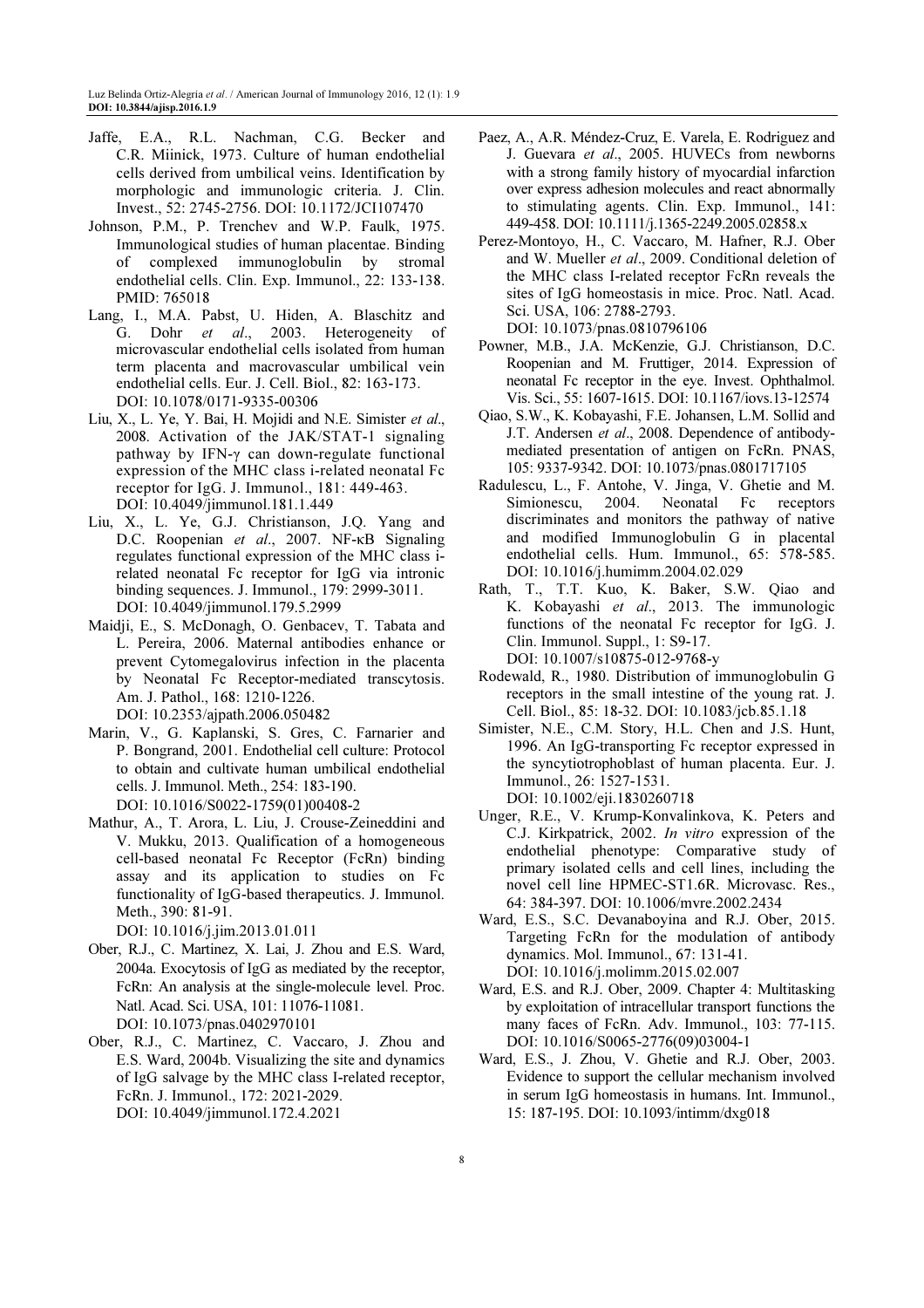Jaffe, E.A., R.L. Nachman, C.G. Becker and C.R. Miinick, 1973. Culture of human endothelial cells derived from umbilical veins. Identification by morphologic and immunologic criteria. J. Clin. Invest., 52: 2745-2756. DOI: 10.1172/JCI107470

Johnson, P.M., P. Trenchev and W.P. Faulk, 1975. Immunological studies of human placentae. Binding of complexed immunoglobulin by stromal endothelial cells. Clin. Exp. Immunol., 22: 133-138. PMID: 765018

Lang, I., M.A. Pabst, U. Hiden, A. Blaschitz and G. Dohr *et al*., 2003. Heterogeneity of microvascular endothelial cells isolated from human term placenta and macrovascular umbilical vein endothelial cells. Eur. J. Cell. Biol., 82: 163-173. DOI: 10.1078/0171-9335-00306

Liu, X., L. Ye, Y. Bai, H. Mojidi and N.E. Simister *et al*., 2008. Activation of the JAK/STAT-1 signaling pathway by IFN-γ can down-regulate functional expression of the MHC class i-related neonatal Fc receptor for IgG. J. Immunol., 181: 449-463. DOI: 10.4049/jimmunol.181.1.449

Liu, X., L. Ye, G.J. Christianson, J.Q. Yang and D.C. Roopenian *et al*., 2007. NF-κB Signaling regulates functional expression of the MHC class i-related neonatal Fc receptor for IgG via intronic binding sequences. J. Immunol., 179: 2999-3011. DOI: 10.4049/jimmunol.179.5.2999

Maidji, E., S. McDonagh, O. Genbacev, T. Tabata and L. Pereira, 2006. Maternal antibodies enhance or prevent Cytomegalovirus infection in the placenta by Neonatal Fc Receptor-mediated transcytosis. Am. J. Pathol., 168: 1210-1226. DOI: 10.2353/ajpath.2006.050482

Marin, V., G. Kaplanski, S. Gres, C. Farnarier and P. Bongrand, 2001. Endothelial cell culture: Protocol to obtain and cultivate human umbilical endothelial cells. J. Immunol. Meth., 254: 183-190. DOI: 10.1016/S0022-1759(01)00408-2

Mathur, A., T. Arora, L. Liu, J. Crouse-Zeineddini and V. Mukku, 2013. Qualification of a homogeneous cell-based neonatal Fc Receptor (FcRn) binding assay and its application to studies on Fc functionality of IgG-based therapeutics. J. Immunol. Meth., 390: 81-91. DOI: 10.1016/j.jim.2013.01.011

Ober, R.J., C. Martinez, X. Lai, J. Zhou and E.S. Ward, 2004a. Exocytosis of IgG as mediated by the receptor, FcRn: An analysis at the single-molecule level. Proc. Natl. Acad. Sci. USA, 101: 11076-11081. DOI: 10.1073/pnas.0402970101

Ober, R.J., C. Martinez, C. Vaccaro, J. Zhou and E.S. Ward, 2004b. Visualizing the site and dynamics of IgG salvage by the MHC class I-related receptor, FcRn. J. Immunol., 172: 2021-2029. DOI: 10.4049/jimmunol.172.4.2021

Paez, A., A.R. Méndez-Cruz, E. Varela, E. Rodriguez and J. Guevara *et al*., 2005. HUVECs from newborns with a strong family history of myocardial infarction over express adhesion molecules and react abnormally to stimulating agents. Clin. Exp. Immunol., 141: 449-458. DOI: 10.1111/j.1365-2249.2005.02858.x

Perez-Montoyo, H., C. Vaccaro, M. Hafner, R.J. Ober and W. Mueller *et al*., 2009. Conditional deletion of the MHC class I-related receptor FcRn reveals the sites of IgG homeostasis in mice. Proc. Natl. Acad. Sci. USA, 106: 2788-2793. DOI: 10.1073/pnas.0810796106

Powner, M.B., J.A. McKenzie, G.J. Christianson, D.C. Roopenian and M. Fruttiger, 2014. Expression of neonatal Fc receptor in the eye. Invest. Ophthalmol. Vis. Sci., 55: 1607-1615. DOI: 10.1167/iovs.13-12574

Qiao, S.W., K. Kobayashi, F.E. Johansen, L.M. Sollid and J.T. Andersen *et al*., 2008. Dependence of antibody-mediated presentation of antigen on FcRn. PNAS, 105: 9337-9342. DOI: 10.1073/pnas.0801717105

Radulescu, L., F. Antohe, V. Jinga, V. Ghetie and M. Simionescu, 2004. Neonatal Fc receptors discriminates and monitors the pathway of native and modified Immunoglobulin G in placental endothelial cells. Hum. Immunol., 65: 578-585. DOI: 10.1016/j.humimm.2004.02.029

Rath, T., T.T. Kuo, K. Baker, S.W. Qiao and K. Kobayashi *et al*., 2013. The immunologic functions of the neonatal Fc receptor for IgG. J. Clin. Immunol. Suppl., 1: S9-17. DOI: 10.1007/s10875-012-9768-y

Rodewald, R., 1980. Distribution of immunoglobulin G receptors in the small intestine of the young rat. J. Cell. Biol., 85: 18-32. DOI: 10.1083/jcb.85.1.18

Simister, N.E., C.M. Story, H.L. Chen and J.S. Hunt, 1996. An IgG-transporting Fc receptor expressed in the syncytiotrophoblast of human placenta. Eur. J. Immunol., 26: 1527-1531. DOI: 10.1002/eji.1830260718

Unger, R.E., V. Krump-Konvalinkova, K. Peters and C.J. Kirkpatrick, 2002. *In vitro* expression of the endothelial phenotype: Comparative study of primary isolated cells and cell lines, including the novel cell line HPMEC-ST1.6R. Microvasc. Res., 64: 384-397. DOI: 10.1006/mvre.2002.2434

Ward, E.S., S.C. Devanaboyina and R.J. Ober, 2015. Targeting FcRn for the modulation of antibody dynamics. Mol. Immunol., 67: 131-41. DOI: 10.1016/j.molimm.2015.02.007

Ward, E.S. and R.J. Ober, 2009. Chapter 4: Multitasking by exploitation of intracellular transport functions the many faces of FcRn. Adv. Immunol., 103: 77-115. DOI: 10.1016/S0065-2776(09)03004-1

Ward, E.S., J. Zhou, V. Ghetie and R.J. Ober, 2003. Evidence to support the cellular mechanism involved in serum IgG homeostasis in humans. Int. Immunol., 15: 187-195. DOI: 10.1093/intimm/dxg018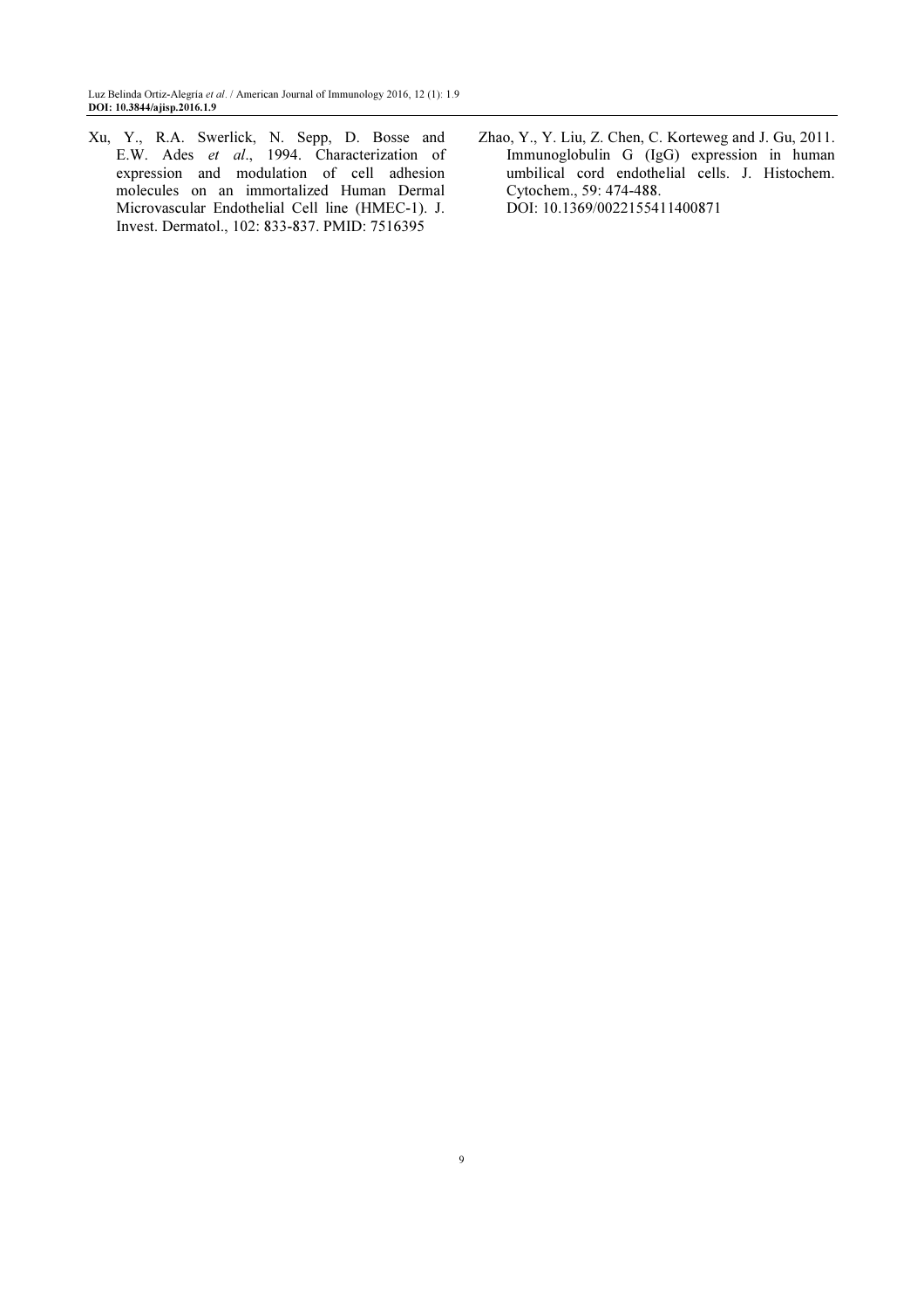Xu, Y., R.A. Swerlick, N. Sepp, D. Bosse and E.W. Ades *et al*., 1994. Characterization of expression and modulation of cell adhesion molecules on an immortalized Human Dermal Microvascular Endothelial Cell line (HMEC-1). J. Invest. Dermatol., 102: 833-837. PMID: 7516395

Zhao, Y., Y. Liu, Z. Chen, C. Korteweg and J. Gu, 2011. Immunoglobulin G (IgG) expression in human umbilical cord endothelial cells. J. Histochem. Cytochem., 59: 474-488. DOI: 10.1369/0022155411400871